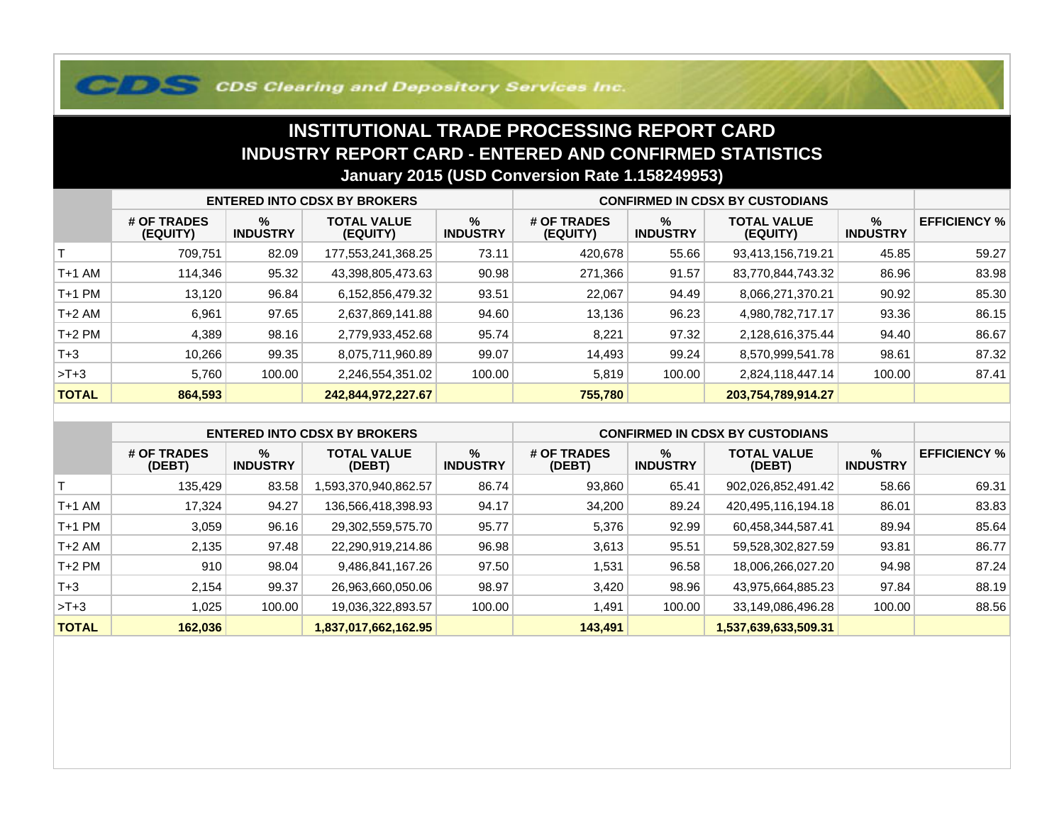CDS Clearing and Depository Services Inc.

# INSTITUTIONAL TRADE PROCESSING REPORT CARD

## INDUSTRY REPORT CARD - ENTERED AND CONFIRMED STATISTICS

### January 2015 (USD Conversion Rate 1.158249953)

| | ENTERED INTO CDSX BY BROKERS | | | | CONFIRMED IN CDSX BY CUSTODIANS | | | | |
|---|---|---|---|---|---|---|---|---|---|
| | # OF TRADES (EQUITY) | % INDUSTRY | TOTAL VALUE (EQUITY) | % INDUSTRY | # OF TRADES (EQUITY) | % INDUSTRY | TOTAL VALUE (EQUITY) | % INDUSTRY | EFFICIENCY % |
| T | 709,751 | 82.09 | 177,553,241,368.25 | 73.11 | 420,678 | 55.66 | 93,413,156,719.21 | 45.85 | 59.27 |
| T+1 AM | 114,346 | 95.32 | 43,398,805,473.63 | 90.98 | 271,366 | 91.57 | 83,770,844,743.32 | 86.96 | 83.98 |
| T+1 PM | 13,120 | 96.84 | 6,152,856,479.32 | 93.51 | 22,067 | 94.49 | 8,066,271,370.21 | 90.92 | 85.30 |
| T+2 AM | 6,961 | 97.65 | 2,637,869,141.88 | 94.60 | 13,136 | 96.23 | 4,980,782,717.17 | 93.36 | 86.15 |
| T+2 PM | 4,389 | 98.16 | 2,779,933,452.68 | 95.74 | 8,221 | 97.32 | 2,128,616,375.44 | 94.40 | 86.67 |
| T+3 | 10,266 | 99.35 | 8,075,711,960.89 | 99.07 | 14,493 | 99.24 | 8,570,999,541.78 | 98.61 | 87.32 |
| >T+3 | 5,760 | 100.00 | 2,246,554,351.02 | 100.00 | 5,819 | 100.00 | 2,824,118,447.14 | 100.00 | 87.41 |
| **TOTAL** | **864,593** | | **242,844,972,227.67** | | **755,780** | | **203,754,789,914.27** | | |

| | ENTERED INTO CDSX BY BROKERS | | | | CONFIRMED IN CDSX BY CUSTODIANS | | | | |
|---|---|---|---|---|---|---|---|---|---|
| | # OF TRADES (DEBT) | % INDUSTRY | TOTAL VALUE (DEBT) | % INDUSTRY | # OF TRADES (DEBT) | % INDUSTRY | TOTAL VALUE (DEBT) | % INDUSTRY | EFFICIENCY % |
| T | 135,429 | 83.58 | 1,593,370,940,862.57 | 86.74 | 93,860 | 65.41 | 902,026,852,491.42 | 58.66 | 69.31 |
| T+1 AM | 17,324 | 94.27 | 136,566,418,398.93 | 94.17 | 34,200 | 89.24 | 420,495,116,194.18 | 86.01 | 83.83 |
| T+1 PM | 3,059 | 96.16 | 29,302,559,575.70 | 95.77 | 5,376 | 92.99 | 60,458,344,587.41 | 89.94 | 85.64 |
| T+2 AM | 2,135 | 97.48 | 22,290,919,214.86 | 96.98 | 3,613 | 95.51 | 59,528,302,827.59 | 93.81 | 86.77 |
| T+2 PM | 910 | 98.04 | 9,486,841,167.26 | 97.50 | 1,531 | 96.58 | 18,006,266,027.20 | 94.98 | 87.24 |
| T+3 | 2,154 | 99.37 | 26,963,660,050.06 | 98.97 | 3,420 | 98.96 | 43,975,664,885.23 | 97.84 | 88.19 |
| >T+3 | 1,025 | 100.00 | 19,036,322,893.57 | 100.00 | 1,491 | 100.00 | 33,149,086,496.28 | 100.00 | 88.56 |
| **TOTAL** | **162,036** | | **1,837,017,662,162.95** | | **143,491** | | **1,537,639,633,509.31** | | |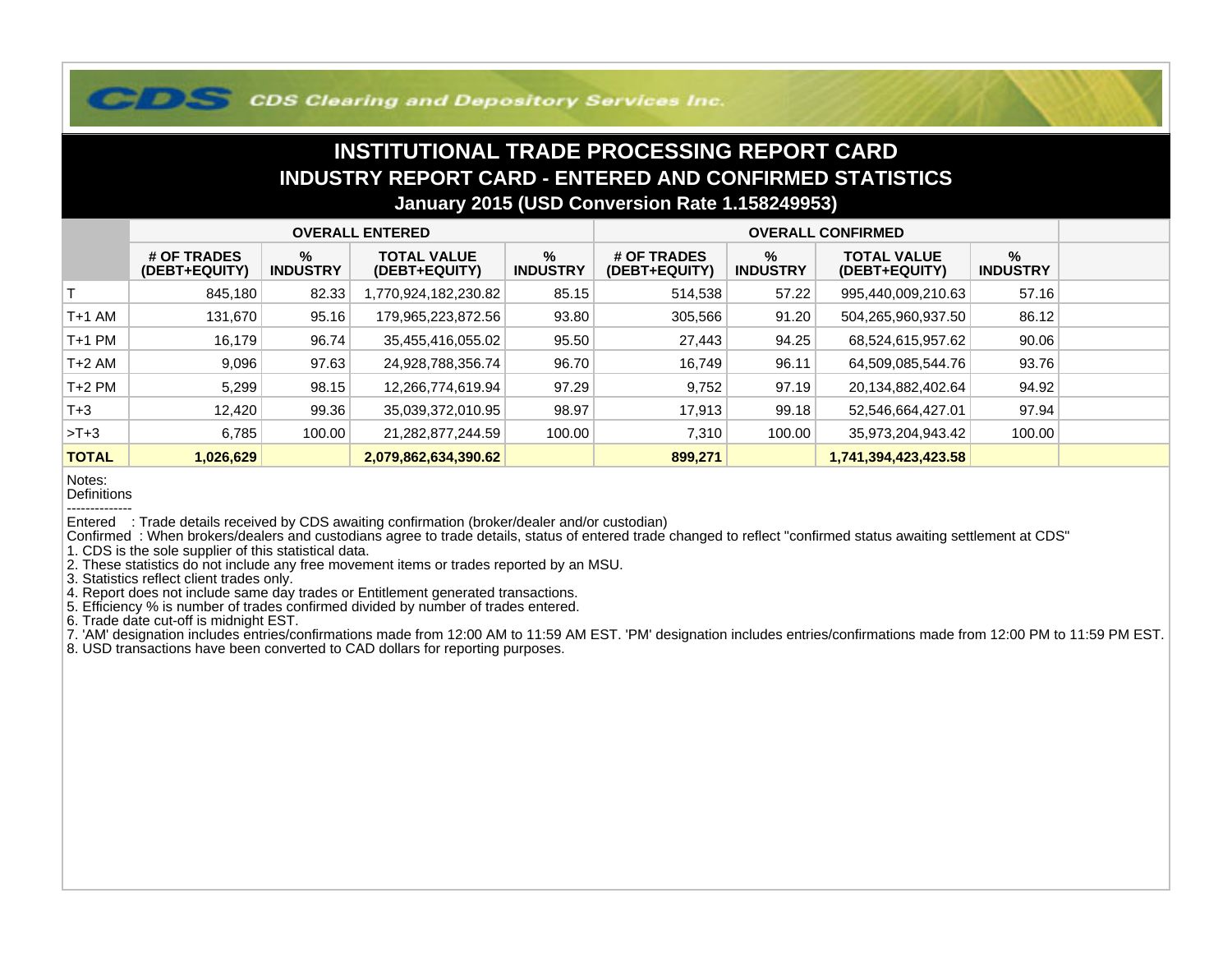CDS Clearing and Depository Services Inc.

# INSTITUTIONAL TRADE PROCESSING REPORT CARD

## INDUSTRY REPORT CARD - ENTERED AND CONFIRMED STATISTICS

### January 2015 (USD Conversion Rate 1.158249953)

| | OVERALL ENTERED | | | | OVERALL CONFIRMED | | | |
|---|---|---|---|---|---|---|---|---|
| | # OF TRADES (DEBT+EQUITY) | % INDUSTRY | TOTAL VALUE (DEBT+EQUITY) | % INDUSTRY | # OF TRADES (DEBT+EQUITY) | % INDUSTRY | TOTAL VALUE (DEBT+EQUITY) | % INDUSTRY |
| T | 845,180 | 82.33 | 1,770,924,182,230.82 | 85.15 | 514,538 | 57.22 | 995,440,009,210.63 | 57.16 |
| T+1 AM | 131,670 | 95.16 | 179,965,223,872.56 | 93.80 | 305,566 | 91.20 | 504,265,960,937.50 | 86.12 |
| T+1 PM | 16,179 | 96.74 | 35,455,416,055.02 | 95.50 | 27,443 | 94.25 | 68,524,615,957.62 | 90.06 |
| T+2 AM | 9,096 | 97.63 | 24,928,788,356.74 | 96.70 | 16,749 | 96.11 | 64,509,085,544.76 | 93.76 |
| T+2 PM | 5,299 | 98.15 | 12,266,774,619.94 | 97.29 | 9,752 | 97.19 | 20,134,882,402.64 | 94.92 |
| T+3 | 12,420 | 99.36 | 35,039,372,010.95 | 98.97 | 17,913 | 99.18 | 52,546,664,427.01 | 97.94 |
| >T+3 | 6,785 | 100.00 | 21,282,877,244.59 | 100.00 | 7,310 | 100.00 | 35,973,204,943.42 | 100.00 |
| **TOTAL** | **1,026,629** | | **2,079,862,634,390.62** | | **899,271** | | **1,741,394,423,423.58** | |

Notes:
Definitions
--------------
Entered : Trade details received by CDS awaiting confirmation (broker/dealer and/or custodian)
Confirmed : When brokers/dealers and custodians agree to trade details, status of entered trade changed to reflect "confirmed status awaiting settlement at CDS"
1. CDS is the sole supplier of this statistical data.
2. These statistics do not include any free movement items or trades reported by an MSU.
3. Statistics reflect client trades only.
4. Report does not include same day trades or Entitlement generated transactions.
5. Efficiency % is number of trades confirmed divided by number of trades entered.
6. Trade date cut-off is midnight EST.
7. 'AM' designation includes entries/confirmations made from 12:00 AM to 11:59 AM EST. 'PM' designation includes entries/confirmations made from 12:00 PM to 11:59 PM EST.
8. USD transactions have been converted to CAD dollars for reporting purposes.